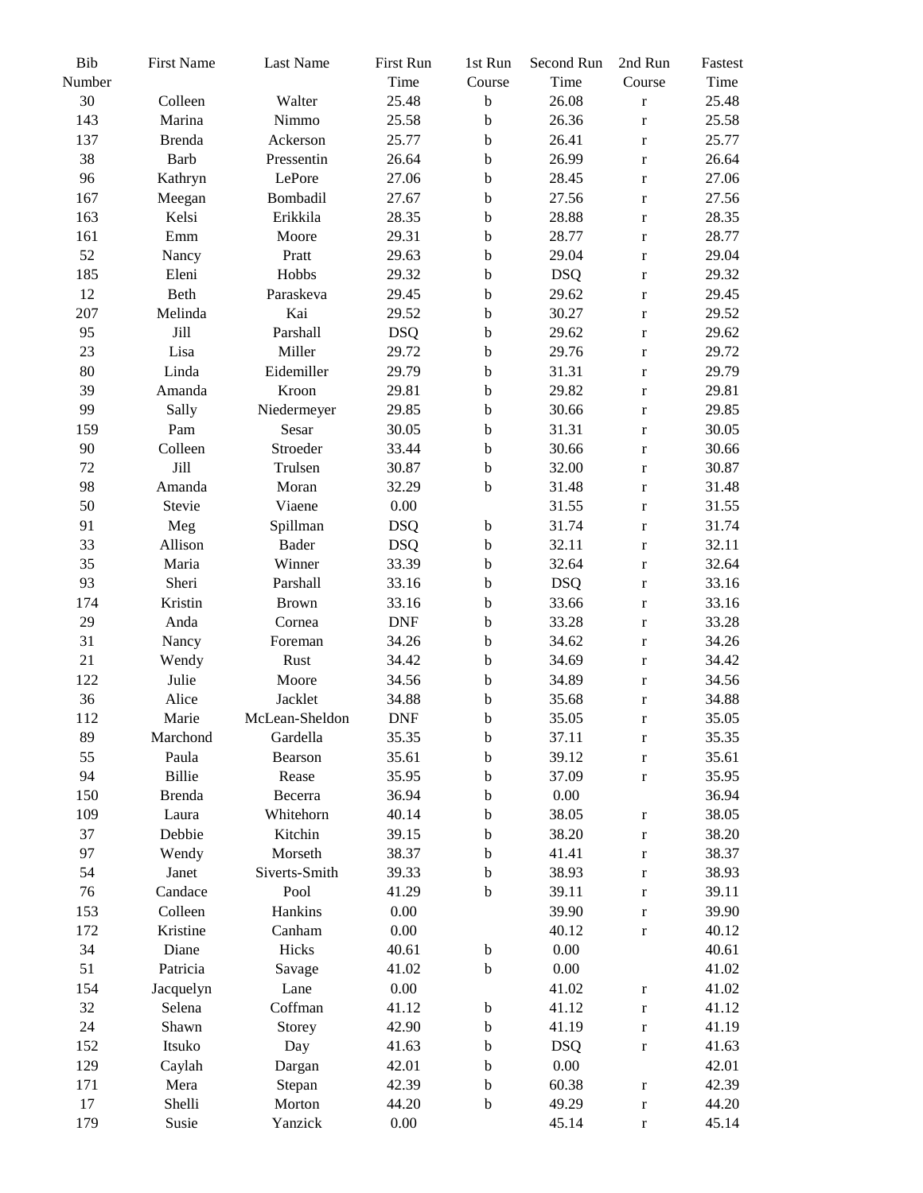| Bib Number | First Name | Last Name | First Run Time | 1st Run Course | Second Run Time | 2nd Run Course | Fastest Time |
|---|---|---|---|---|---|---|---|
| 30 | Colleen | Walter | 25.48 | b | 26.08 | r | 25.48 |
| 143 | Marina | Nimmo | 25.58 | b | 26.36 | r | 25.58 |
| 137 | Brenda | Ackerson | 25.77 | b | 26.41 | r | 25.77 |
| 38 | Barb | Pressentin | 26.64 | b | 26.99 | r | 26.64 |
| 96 | Kathryn | LePore | 27.06 | b | 28.45 | r | 27.06 |
| 167 | Meegan | Bombadil | 27.67 | b | 27.56 | r | 27.56 |
| 163 | Kelsi | Erikkila | 28.35 | b | 28.88 | r | 28.35 |
| 161 | Emm | Moore | 29.31 | b | 28.77 | r | 28.77 |
| 52 | Nancy | Pratt | 29.63 | b | 29.04 | r | 29.04 |
| 185 | Eleni | Hobbs | 29.32 | b | DSQ | r | 29.32 |
| 12 | Beth | Paraskeva | 29.45 | b | 29.62 | r | 29.45 |
| 207 | Melinda | Kai | 29.52 | b | 30.27 | r | 29.52 |
| 95 | Jill | Parshall | DSQ | b | 29.62 | r | 29.62 |
| 23 | Lisa | Miller | 29.72 | b | 29.76 | r | 29.72 |
| 80 | Linda | Eidemiller | 29.79 | b | 31.31 | r | 29.79 |
| 39 | Amanda | Kroon | 29.81 | b | 29.82 | r | 29.81 |
| 99 | Sally | Niedermeyer | 29.85 | b | 30.66 | r | 29.85 |
| 159 | Pam | Sesar | 30.05 | b | 31.31 | r | 30.05 |
| 90 | Colleen | Stroeder | 33.44 | b | 30.66 | r | 30.66 |
| 72 | Jill | Trulsen | 30.87 | b | 32.00 | r | 30.87 |
| 98 | Amanda | Moran | 32.29 | b | 31.48 | r | 31.48 |
| 50 | Stevie | Viaene | 0.00 | | 31.55 | r | 31.55 |
| 91 | Meg | Spillman | DSQ | b | 31.74 | r | 31.74 |
| 33 | Allison | Bader | DSQ | b | 32.11 | r | 32.11 |
| 35 | Maria | Winner | 33.39 | b | 32.64 | r | 32.64 |
| 93 | Sheri | Parshall | 33.16 | b | DSQ | r | 33.16 |
| 174 | Kristin | Brown | 33.16 | b | 33.66 | r | 33.16 |
| 29 | Anda | Cornea | DNF | b | 33.28 | r | 33.28 |
| 31 | Nancy | Foreman | 34.26 | b | 34.62 | r | 34.26 |
| 21 | Wendy | Rust | 34.42 | b | 34.69 | r | 34.42 |
| 122 | Julie | Moore | 34.56 | b | 34.89 | r | 34.56 |
| 36 | Alice | Jacklet | 34.88 | b | 35.68 | r | 34.88 |
| 112 | Marie | McLean-Sheldon | DNF | b | 35.05 | r | 35.05 |
| 89 | Marchond | Gardella | 35.35 | b | 37.11 | r | 35.35 |
| 55 | Paula | Bearson | 35.61 | b | 39.12 | r | 35.61 |
| 94 | Billie | Rease | 35.95 | b | 37.09 | r | 35.95 |
| 150 | Brenda | Becerra | 36.94 | b | 0.00 | | 36.94 |
| 109 | Laura | Whitehorn | 40.14 | b | 38.05 | r | 38.05 |
| 37 | Debbie | Kitchin | 39.15 | b | 38.20 | r | 38.20 |
| 97 | Wendy | Morseth | 38.37 | b | 41.41 | r | 38.37 |
| 54 | Janet | Siverts-Smith | 39.33 | b | 38.93 | r | 38.93 |
| 76 | Candace | Pool | 41.29 | b | 39.11 | r | 39.11 |
| 153 | Colleen | Hankins | 0.00 | | 39.90 | r | 39.90 |
| 172 | Kristine | Canham | 0.00 | | 40.12 | r | 40.12 |
| 34 | Diane | Hicks | 40.61 | b | 0.00 | | 40.61 |
| 51 | Patricia | Savage | 41.02 | b | 0.00 | | 41.02 |
| 154 | Jacquelyn | Lane | 0.00 | | 41.02 | r | 41.02 |
| 32 | Selena | Coffman | 41.12 | b | 41.12 | r | 41.12 |
| 24 | Shawn | Storey | 42.90 | b | 41.19 | r | 41.19 |
| 152 | Itsuko | Day | 41.63 | b | DSQ | r | 41.63 |
| 129 | Caylah | Dargan | 42.01 | b | 0.00 | | 42.01 |
| 171 | Mera | Stepan | 42.39 | b | 60.38 | r | 42.39 |
| 17 | Shelli | Morton | 44.20 | b | 49.29 | r | 44.20 |
| 179 | Susie | Yanzick | 0.00 | | 45.14 | r | 45.14 |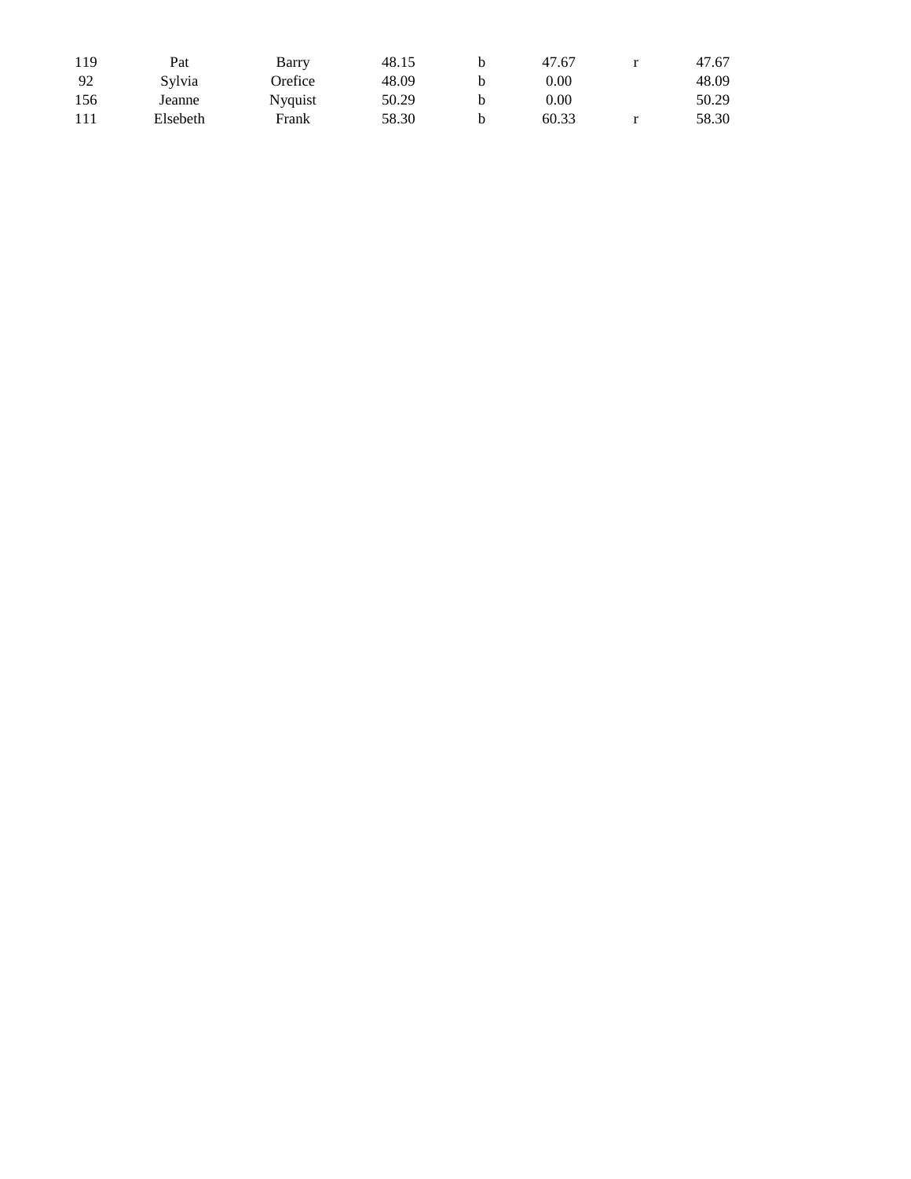| | | | | | | | |
|---|---|---|---|---|---|---|---|
| 119 | Pat | Barry | 48.15 | b | 47.67 | r | 47.67 |
| 92 | Sylvia | Orefice | 48.09 | b | 0.00 | | 48.09 |
| 156 | Jeanne | Nyquist | 50.29 | b | 0.00 | | 50.29 |
| 111 | Elsebeth | Frank | 58.30 | b | 60.33 | r | 58.30 |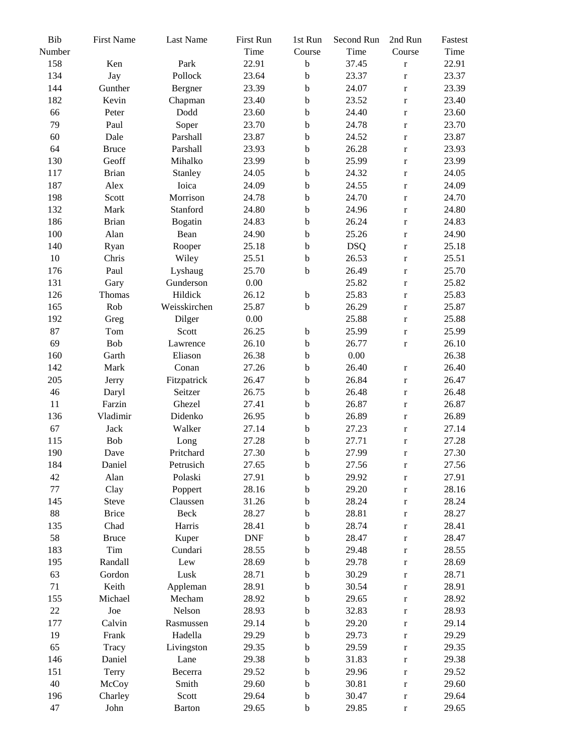| Bib Number | First Name | Last Name | First Run Time | 1st Run Course | Second Run Time | 2nd Run Course | Fastest Time |
|---|---|---|---|---|---|---|---|
| 158 | Ken | Park | 22.91 | b | 37.45 | r | 22.91 |
| 134 | Jay | Pollock | 23.64 | b | 23.37 | r | 23.37 |
| 144 | Gunther | Bergner | 23.39 | b | 24.07 | r | 23.39 |
| 182 | Kevin | Chapman | 23.40 | b | 23.52 | r | 23.40 |
| 66 | Peter | Dodd | 23.60 | b | 24.40 | r | 23.60 |
| 79 | Paul | Soper | 23.70 | b | 24.78 | r | 23.70 |
| 60 | Dale | Parshall | 23.87 | b | 24.52 | r | 23.87 |
| 64 | Bruce | Parshall | 23.93 | b | 26.28 | r | 23.93 |
| 130 | Geoff | Mihalko | 23.99 | b | 25.99 | r | 23.99 |
| 117 | Brian | Stanley | 24.05 | b | 24.32 | r | 24.05 |
| 187 | Alex | Ioica | 24.09 | b | 24.55 | r | 24.09 |
| 198 | Scott | Morrison | 24.78 | b | 24.70 | r | 24.70 |
| 132 | Mark | Stanford | 24.80 | b | 24.96 | r | 24.80 |
| 186 | Brian | Bogatin | 24.83 | b | 26.24 | r | 24.83 |
| 100 | Alan | Bean | 24.90 | b | 25.26 | r | 24.90 |
| 140 | Ryan | Rooper | 25.18 | b | DSQ | r | 25.18 |
| 10 | Chris | Wiley | 25.51 | b | 26.53 | r | 25.51 |
| 176 | Paul | Lyshaug | 25.70 | b | 26.49 | r | 25.70 |
| 131 | Gary | Gunderson | 0.00 | | 25.82 | r | 25.82 |
| 126 | Thomas | Hildick | 26.12 | b | 25.83 | r | 25.83 |
| 165 | Rob | Weisskirchen | 25.87 | b | 26.29 | r | 25.87 |
| 192 | Greg | Dilger | 0.00 | | 25.88 | r | 25.88 |
| 87 | Tom | Scott | 26.25 | b | 25.99 | r | 25.99 |
| 69 | Bob | Lawrence | 26.10 | b | 26.77 | r | 26.10 |
| 160 | Garth | Eliason | 26.38 | b | 0.00 | | 26.38 |
| 142 | Mark | Conan | 27.26 | b | 26.40 | r | 26.40 |
| 205 | Jerry | Fitzpatrick | 26.47 | b | 26.84 | r | 26.47 |
| 46 | Daryl | Seitzer | 26.75 | b | 26.48 | r | 26.48 |
| 11 | Farzin | Ghezel | 27.41 | b | 26.87 | r | 26.87 |
| 136 | Vladimir | Didenko | 26.95 | b | 26.89 | r | 26.89 |
| 67 | Jack | Walker | 27.14 | b | 27.23 | r | 27.14 |
| 115 | Bob | Long | 27.28 | b | 27.71 | r | 27.28 |
| 190 | Dave | Pritchard | 27.30 | b | 27.99 | r | 27.30 |
| 184 | Daniel | Petrusich | 27.65 | b | 27.56 | r | 27.56 |
| 42 | Alan | Polaski | 27.91 | b | 29.92 | r | 27.91 |
| 77 | Clay | Poppert | 28.16 | b | 29.20 | r | 28.16 |
| 145 | Steve | Claussen | 31.26 | b | 28.24 | r | 28.24 |
| 88 | Brice | Beck | 28.27 | b | 28.81 | r | 28.27 |
| 135 | Chad | Harris | 28.41 | b | 28.74 | r | 28.41 |
| 58 | Bruce | Kuper | DNF | b | 28.47 | r | 28.47 |
| 183 | Tim | Cundari | 28.55 | b | 29.48 | r | 28.55 |
| 195 | Randall | Lew | 28.69 | b | 29.78 | r | 28.69 |
| 63 | Gordon | Lusk | 28.71 | b | 30.29 | r | 28.71 |
| 71 | Keith | Appleman | 28.91 | b | 30.54 | r | 28.91 |
| 155 | Michael | Mecham | 28.92 | b | 29.65 | r | 28.92 |
| 22 | Joe | Nelson | 28.93 | b | 32.83 | r | 28.93 |
| 177 | Calvin | Rasmussen | 29.14 | b | 29.20 | r | 29.14 |
| 19 | Frank | Hadella | 29.29 | b | 29.73 | r | 29.29 |
| 65 | Tracy | Livingston | 29.35 | b | 29.59 | r | 29.35 |
| 146 | Daniel | Lane | 29.38 | b | 31.83 | r | 29.38 |
| 151 | Terry | Becerra | 29.52 | b | 29.96 | r | 29.52 |
| 40 | McCoy | Smith | 29.60 | b | 30.81 | r | 29.60 |
| 196 | Charley | Scott | 29.64 | b | 30.47 | r | 29.64 |
| 47 | John | Barton | 29.65 | b | 29.85 | r | 29.65 |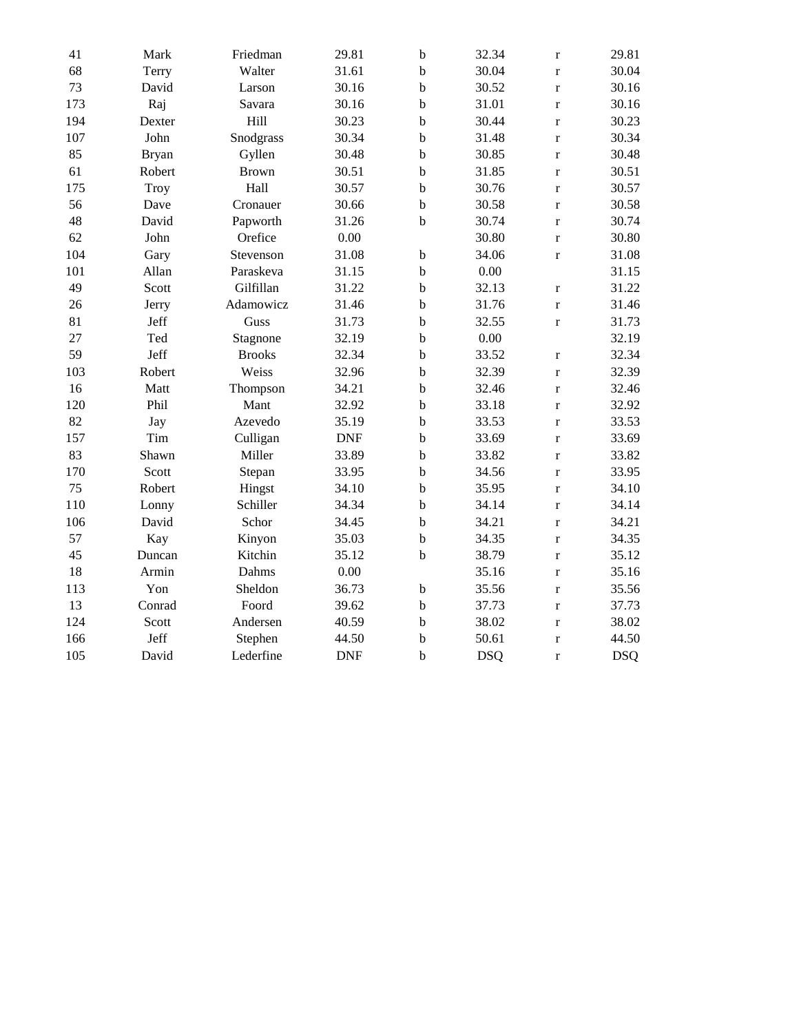| | | | | | | | |
|---|---|---|---|---|---|---|---|
| 41 | Mark | Friedman | 29.81 | b | 32.34 | r | 29.81 |
| 68 | Terry | Walter | 31.61 | b | 30.04 | r | 30.04 |
| 73 | David | Larson | 30.16 | b | 30.52 | r | 30.16 |
| 173 | Raj | Savara | 30.16 | b | 31.01 | r | 30.16 |
| 194 | Dexter | Hill | 30.23 | b | 30.44 | r | 30.23 |
| 107 | John | Snodgrass | 30.34 | b | 31.48 | r | 30.34 |
| 85 | Bryan | Gyllen | 30.48 | b | 30.85 | r | 30.48 |
| 61 | Robert | Brown | 30.51 | b | 31.85 | r | 30.51 |
| 175 | Troy | Hall | 30.57 | b | 30.76 | r | 30.57 |
| 56 | Dave | Cronauer | 30.66 | b | 30.58 | r | 30.58 |
| 48 | David | Papworth | 31.26 | b | 30.74 | r | 30.74 |
| 62 | John | Orefice | 0.00 | | 30.80 | r | 30.80 |
| 104 | Gary | Stevenson | 31.08 | b | 34.06 | r | 31.08 |
| 101 | Allan | Paraskeva | 31.15 | b | 0.00 | | 31.15 |
| 49 | Scott | Gilfillan | 31.22 | b | 32.13 | r | 31.22 |
| 26 | Jerry | Adamowicz | 31.46 | b | 31.76 | r | 31.46 |
| 81 | Jeff | Guss | 31.73 | b | 32.55 | r | 31.73 |
| 27 | Ted | Stagnone | 32.19 | b | 0.00 | | 32.19 |
| 59 | Jeff | Brooks | 32.34 | b | 33.52 | r | 32.34 |
| 103 | Robert | Weiss | 32.96 | b | 32.39 | r | 32.39 |
| 16 | Matt | Thompson | 34.21 | b | 32.46 | r | 32.46 |
| 120 | Phil | Mant | 32.92 | b | 33.18 | r | 32.92 |
| 82 | Jay | Azevedo | 35.19 | b | 33.53 | r | 33.53 |
| 157 | Tim | Culligan | DNF | b | 33.69 | r | 33.69 |
| 83 | Shawn | Miller | 33.89 | b | 33.82 | r | 33.82 |
| 170 | Scott | Stepan | 33.95 | b | 34.56 | r | 33.95 |
| 75 | Robert | Hingst | 34.10 | b | 35.95 | r | 34.10 |
| 110 | Lonny | Schiller | 34.34 | b | 34.14 | r | 34.14 |
| 106 | David | Schor | 34.45 | b | 34.21 | r | 34.21 |
| 57 | Kay | Kinyon | 35.03 | b | 34.35 | r | 34.35 |
| 45 | Duncan | Kitchin | 35.12 | b | 38.79 | r | 35.12 |
| 18 | Armin | Dahms | 0.00 | | 35.16 | r | 35.16 |
| 113 | Yon | Sheldon | 36.73 | b | 35.56 | r | 35.56 |
| 13 | Conrad | Foord | 39.62 | b | 37.73 | r | 37.73 |
| 124 | Scott | Andersen | 40.59 | b | 38.02 | r | 38.02 |
| 166 | Jeff | Stephen | 44.50 | b | 50.61 | r | 44.50 |
| 105 | David | Lederfine | DNF | b | DSQ | r | DSQ |